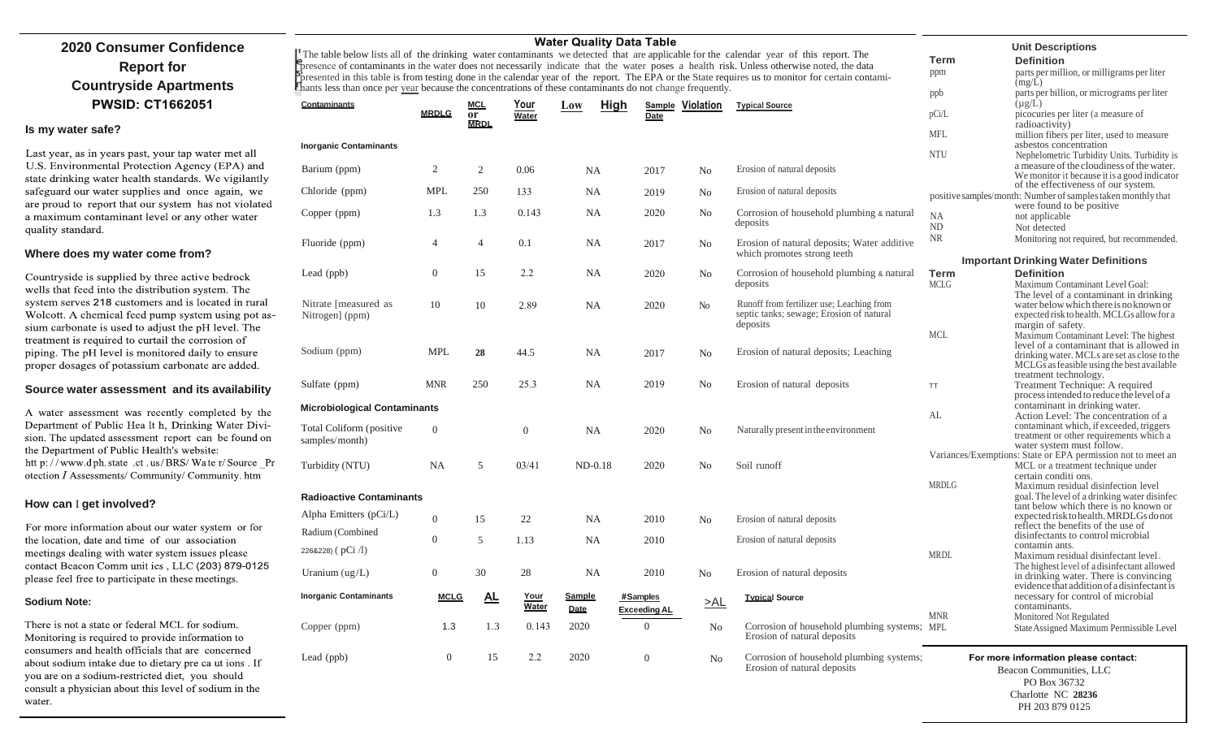# 2020 Consumer Confidence Report for Countryside Apartments

## PWSID: CT1662051

### Is my water safe?

Last year, as in years past, your tap water met all U.S. Environmental Protection Agency (EPA) and state drinking water health standards. We vigilantly safeguard our water supplies and once again, we are proud to report that our system has not violated a maximum contaminant level or any other water quality standard.

### Where does my water come from?

Countryside is supplied by three active bedrock wells that feed into the distribution system. The system serves 218 customers and is located in rural Wolcott. A chemical feed pump system using pot assium carbonate is used to adjust the pH level. The treatment is required to curtail the corrosion of piping. The pH level is monitored daily to ensure proper dosages of potassium carbonate are added.

### Source water assessment and its availability

A water assessment was recently completed by the Department of Public Hea lt h, Drinking Water Division. The updated assessment report can be found on the Department of Public Health's website: htt p: / / www.d ph. state .ct . us / BRS/ Wa te r/ Source _Pr otection / Assessments/ Community/ Community. htm

### How can I get involved?

For more information about our water system or for the location, date and time of our association meetings dealing with water system issues please contact Beacon Comm unit ies , LLC (203) 879-0125 please feel free to participate in these meetings.

### Sodium Note:

There is not a state or federal MCL for sodium. Monitoring is required to provide information to consumers and health officials that are concerned about sodium intake due to dietary pre ca ut ions . If you are on a sodium-restricted diet, you should consult a physician about this level of sodium in the water.

## Water Quality Data Table

The table below lists all of the drinking water contaminants we detected that are applicable for the calendar year of this report. The presence of contaminants in the water does not necessarily indicate that the water poses a health risk. Unless otherwise noted, the data presented in this table is from testing done in the calendar year of the report. The EPA or the State requires us to monitor for certain contaminants less than once per year because the concentrations of these contaminants do not change frequently.

| Contaminants | MRDLG | MCL or MRDL | Your Water | Low High | Sample Date | Violation | Typical Source |
|---|---|---|---|---|---|---|---|
| **Inorganic Contaminants** | | | | | | | |
| Barium (ppm) | 2 | 2 | 0.06 | NA | 2017 | No | Erosion of natural deposits |
| Chloride (ppm) | MPL | 250 | 133 | NA | 2019 | No | Erosion of natural deposits |
| Copper (ppm) | 1.3 | 1.3 | 0.143 | NA | 2020 | No | Corrosion of household plumbing & natural deposits |
| Fluoride (ppm) | 4 | 4 | 0.1 | NA | 2017 | No | Erosion of natural deposits; Water additive which promotes strong teeth |
| Lead (ppb) | 0 | 15 | 2.2 | NA | 2020 | No | Corrosion of household plumbing & natural deposits |
| Nitrate [measured as Nitrogen] (ppm) | 10 | 10 | 2.89 | NA | 2020 | No | Runoff from fertilizer use; Leaching from septic tanks; sewage; Erosion of natural deposits |
| Sodium (ppm) | MPL | **28** | 44.5 | NA | 2017 | No | Erosion of natural deposits; Leaching |
| Sulfate (ppm) | MNR | 250 | 25.3 | NA | 2019 | No | Erosion of natural deposits |
| **Microbiological Contaminants** | | | | | | | |
| Total Coliform (positive samples/month) | 0 | | 0 | NA | 2020 | No | Naturally present in the environment |
| Turbidity (NTU) | NA | 5 | 03/41 | ND-0.18 | 2020 | No | Soil runoff |
| **Radioactive Contaminants** | | | | | | | |
| Alpha Emitters (pCi/L) | 0 | 15 | 22 | NA | 2010 | No | Erosion of natural deposits |
| Radium (Combined 226&228) ( pCi /l) | 0 | 5 | 1.13 | NA | 2010 | | Erosion of natural deposits |
| Uranium (ug/L) | 0 | 30 | 28 | NA | 2010 | No | Erosion of natural deposits |

| Inorganic Contaminants | MCLG | AL | Your Water | Sample Date | #Samples Exceeding AL | >AL | Typical Source |
|---|---|---|---|---|---|---|---|
| Copper (ppm) | 1.3 | 1.3 | 0.143 | 2020 | 0 | No | Corrosion of household plumbing systems; Erosion of natural deposits |
| Lead (ppb) | 0 | 15 | 2.2 | 2020 | 0 | No | Corrosion of household plumbing systems; Erosion of natural deposits |

### Unit Descriptions

| Term | Definition |
|---|---|
| ppm | parts per million, or milligrams per liter (mg/L) |
| ppb | parts per billion, or micrograms per liter (µg/L) |
| pCi/L | picocuries per liter (a measure of radioactivity) |
| MFL | million fibers per liter, used to measure asbestos concentration |
| NTU | Nephelometric Turbidity Units. Turbidity is a measure of the cloudiness of the water. We monitor it because it is a good indicator of the effectiveness of our system. |
| positive samples/month | Number of samples taken monthly that were found to be positive |
| NA | not applicable |
| ND | Not detected |
| NR | Monitoring not required, but recommended. |

### Important Drinking Water Definitions

| Term | Definition |
|---|---|
| MCLG | Maximum Contaminant Level Goal: The level of a contaminant in drinking water below which there is no known or expected risk to health. MCLGs allow for a margin of safety. |
| MCL | Maximum Contaminant Level: The highest level of a contaminant that is allowed in drinking water. MCLs are set as close to the MCLGs as feasible using the best available treatment technology. |
| TT | Treatment Technique: A required process intended to reduce the level of a contaminant in drinking water. |
| AL | Action Level: The concentration of a contaminant which, if exceeded, triggers treatment or other requirements which a water system must follow. |
| Variances/Exemptions | State or EPA permission not to meet an MCL or a treatment technique under certain conditi ons. |
| MRDLG | Maximum residual disinfection level goal. The level of a drinking water disinfectant below which there is no known or expected risk to health. MRDLGs do not reflect the benefits of the use of disinfectants to control microbial contamin ants. |
| MRDL | Maximum residual disinfectant level. The highest level of a disinfectant allowed in drinking water. There is convincing evidence that addition of a disinfectant is necessary for control of microbial contaminants. |
| MNR | Monitored Not Regulated |
| MPL | State Assigned Maximum Permissible Level |

**For more information please contact:**

Beacon Communities, LLC
PO Box 36732
Charlotte NC **28236**
PH 203 879 0125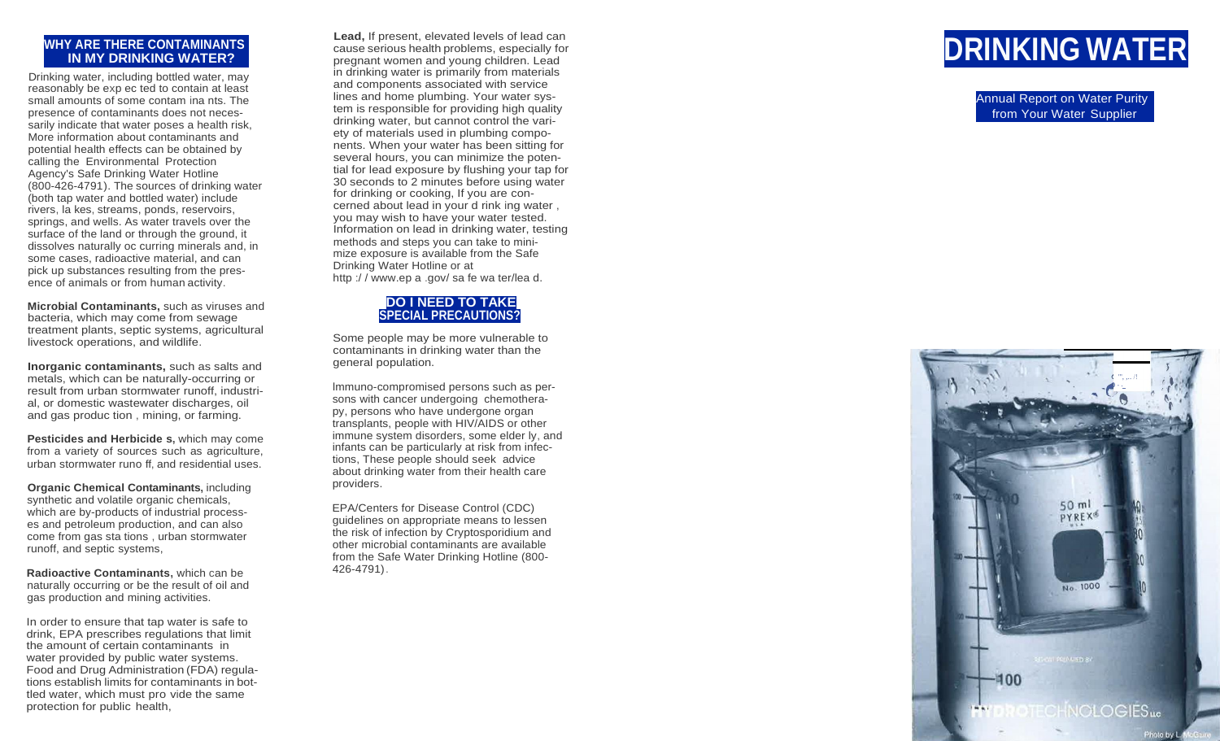## WHY ARE THERE CONTAMINANTS IN MY DRINKING WATER?

Drinking water, including bottled water, may reasonably be exp ec ted to contain at least small amounts of some contam ina nts. The presence of contaminants does not necessarily indicate that water poses a health risk, More information about contaminants and potential health effects can be obtained by calling the Environmental Protection Agency's Safe Drinking Water Hotline (800-426-4791). The sources of drinking water (both tap water and bottled water) include rivers, la kes, streams, ponds, reservoirs, springs, and wells. As water travels over the surface of the land or through the ground, it dissolves naturally oc curring minerals and, in some cases, radioactive material, and can pick up substances resulting from the presence of animals or from human activity.

**Microbial Contaminants,** such as viruses and bacteria, which may come from sewage treatment plants, septic systems, agricultural livestock operations, and wildlife.

**Inorganic contaminants,** such as salts and metals, which can be naturally-occurring or result from urban stormwater runoff, industrial, or domestic wastewater discharges, oil and gas produc tion , mining, or farming.

**Pesticides and Herbicide s,** which may come from a variety of sources such as agriculture, urban stormwater runo ff, and residential uses.

**Organic Chemical Contaminants,** including synthetic and volatile organic chemicals, which are by-products of industrial processes and petroleum production, and can also come from gas sta tions , urban stormwater runoff, and septic systems,

**Radioactive Contaminants,** which can be naturally occurring or be the result of oil and gas production and mining activities.

In order to ensure that tap water is safe to drink, EPA prescribes regulations that limit the amount of certain contaminants in water provided by public water systems. Food and Drug Administration (FDA) regulations establish limits for contaminants in bottled water, which must pro vide the same protection for public health,

**Lead,** If present, elevated levels of lead can cause serious health problems, especially for pregnant women and young children. Lead in drinking water is primarily from materials and components associated with service lines and home plumbing. Your water system is responsible for providing high quality drinking water, but cannot control the variety of materials used in plumbing components. When your water has been sitting for several hours, you can minimize the potential for lead exposure by flushing your tap for 30 seconds to 2 minutes before using water for drinking or cooking, If you are concerned about lead in your d rink ing water , you may wish to have your water tested. Information on lead in drinking water, testing methods and steps you can take to minimize exposure is available from the Safe Drinking Water Hotline or at http :/ / www.ep a .gov/ sa fe wa ter/lea d.

## DO I NEED TO TAKE SPECIAL PRECAUTIONS?

Some people may be more vulnerable to contaminants in drinking water than the general population.

lmmuno-compromised persons such as persons with cancer undergoing chemotherapy, persons who have undergone organ transplants, people with HIV/AIDS or other immune system disorders, some elder ly, and infants can be particularly at risk from infections, These people should seek advice about drinking water from their health care providers.

EPA/Centers for Disease Control (CDC) guidelines on appropriate means to lessen the risk of infection by Cryptosporidium and other microbial contaminants are available from the Safe Water Drinking Hotline (800-426-4791).

# DRINKING WATER

Annual Report on Water Purity from Your Water Supplier

REPORT PREPARED BY

HYDROTECHNOLOGIES LLC

Photo by L. McGuire